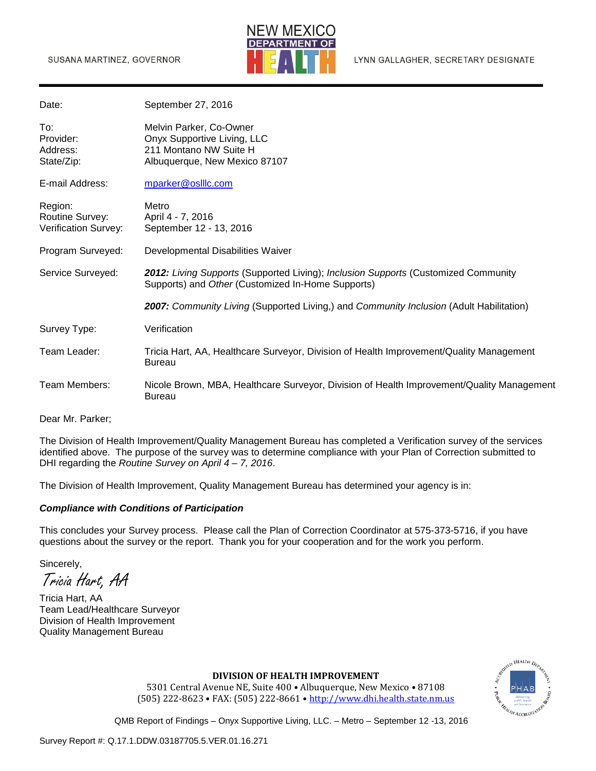SUSANA MARTINEZ, GOVERNOR

NEW MEXICO DEPARTMENT OF HEALTH

LYNN GALLAGHER, SECRETARY DESIGNATE

| | |
|---|---|
| Date: | September 27, 2016 |
| To: | Melvin Parker, Co-Owner |
| Provider: | Onyx Supportive Living, LLC |
| Address: | 211 Montano NW Suite H |
| State/Zip: | Albuquerque, New Mexico 87107 |
| E-mail Address: | mparker@oslllc.com |
| Region: | Metro |
| Routine Survey: | April 4 - 7, 2016 |
| Verification Survey: | September 12 - 13, 2016 |
| Program Surveyed: | Developmental Disabilities Waiver |
| Service Surveyed: | ***2012:*** *Living Supports* (Supported Living); *Inclusion Supports* (Customized Community Supports) and *Other* (Customized In-Home Supports) |
| | ***2007:*** *Community Living* (Supported Living,) and *Community Inclusion* (Adult Habilitation) |
| Survey Type: | Verification |
| Team Leader: | Tricia Hart, AA, Healthcare Surveyor, Division of Health Improvement/Quality Management Bureau |
| Team Members: | Nicole Brown, MBA, Healthcare Surveyor, Division of Health Improvement/Quality Management Bureau |

Dear Mr. Parker;

The Division of Health Improvement/Quality Management Bureau has completed a Verification survey of the services identified above. The purpose of the survey was to determine compliance with your Plan of Correction submitted to DHI regarding the *Routine Survey on April 4 – 7, 2016*.

The Division of Health Improvement, Quality Management Bureau has determined your agency is in:

***Compliance with Conditions of Participation***

This concludes your Survey process. Please call the Plan of Correction Coordinator at 575-373-5716, if you have questions about the survey or the report. Thank you for your cooperation and for the work you perform.

Sincerely,

*Tricia Hart, AA*

Tricia Hart, AA
Team Lead/Healthcare Surveyor
Division of Health Improvement
Quality Management Bureau

**DIVISION OF HEALTH IMPROVEMENT**
5301 Central Avenue NE, Suite 400 • Albuquerque, New Mexico • 87108
(505) 222-8623 • FAX: (505) 222-8661 • http://www.dhi.health.state.nm.us

QMB Report of Findings – Onyx Supportive Living, LLC. – Metro – September 12 -13, 2016

Survey Report #: Q.17.1.DDW.03187705.5.VER.01.16.271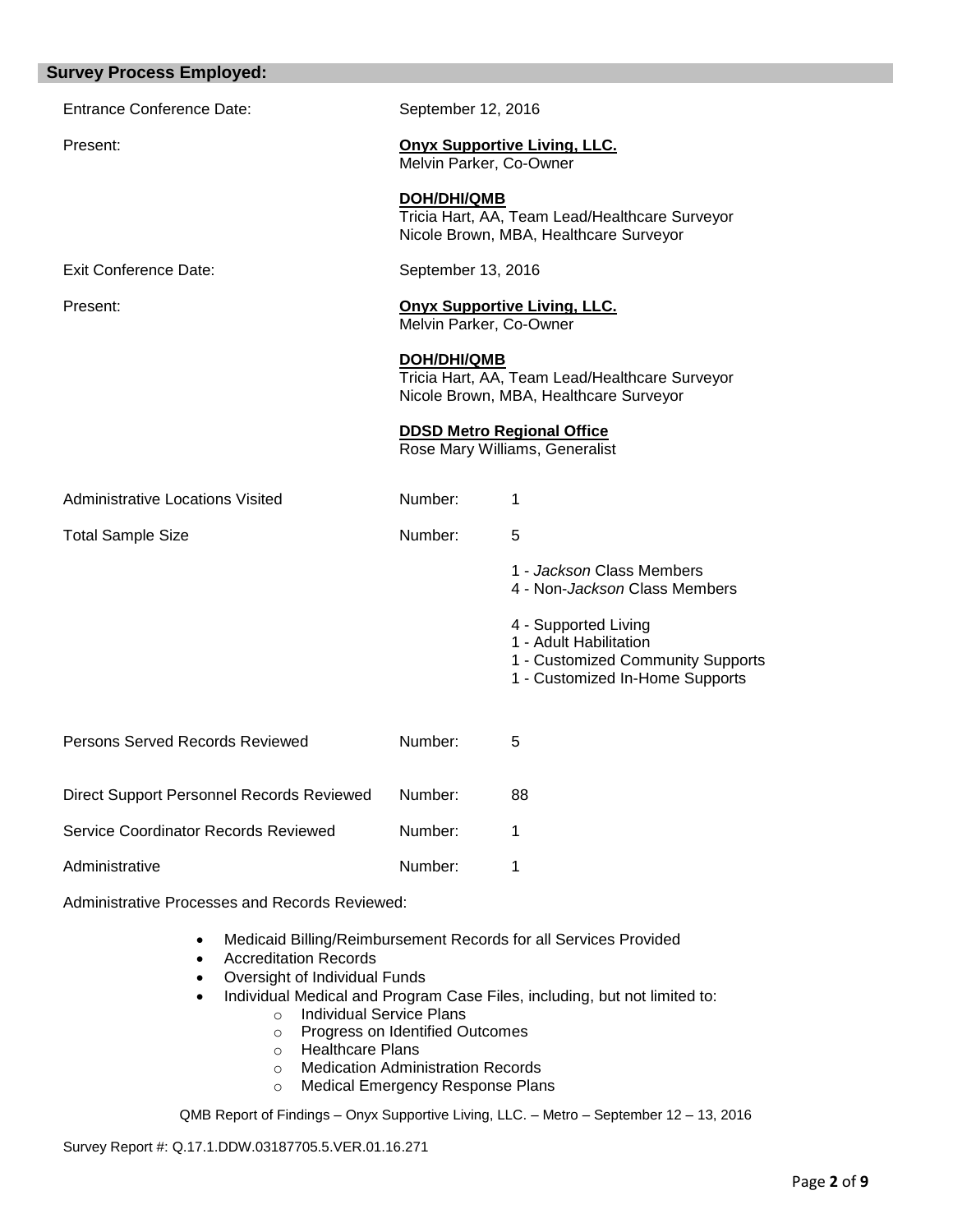## Survey Process Employed:

| | | |
|---|---|---|
| Entrance Conference Date: | September 12, 2016 | |
| Present: | **Onyx Supportive Living, LLC.**<br>Melvin Parker, Co-Owner<br><br>**DOH/DHI/QMB**<br>Tricia Hart, AA, Team Lead/Healthcare Surveyor<br>Nicole Brown, MBA, Healthcare Surveyor | |
| Exit Conference Date: | September 13, 2016 | |
| Present: | **Onyx Supportive Living, LLC.**<br>Melvin Parker, Co-Owner<br><br>**DOH/DHI/QMB**<br>Tricia Hart, AA, Team Lead/Healthcare Surveyor<br>Nicole Brown, MBA, Healthcare Surveyor<br><br>**DDSD Metro Regional Office**<br>Rose Mary Williams, Generalist | |
| Administrative Locations Visited | Number: | 1 |
| Total Sample Size | Number: | 5<br><br>1 - *Jackson* Class Members<br>4 - Non-*Jackson* Class Members<br><br>4 - Supported Living<br>1 - Adult Habilitation<br>1 - Customized Community Supports<br>1 - Customized In-Home Supports |
| Persons Served Records Reviewed | Number: | 5 |
| Direct Support Personnel Records Reviewed | Number: | 88 |
| Service Coordinator Records Reviewed | Number: | 1 |
| Administrative | Number: | 1 |

Administrative Processes and Records Reviewed:

- Medicaid Billing/Reimbursement Records for all Services Provided
- Accreditation Records
- Oversight of Individual Funds
- Individual Medical and Program Case Files, including, but not limited to:
  - Individual Service Plans
  - Progress on Identified Outcomes
  - Healthcare Plans
  - Medication Administration Records
  - Medical Emergency Response Plans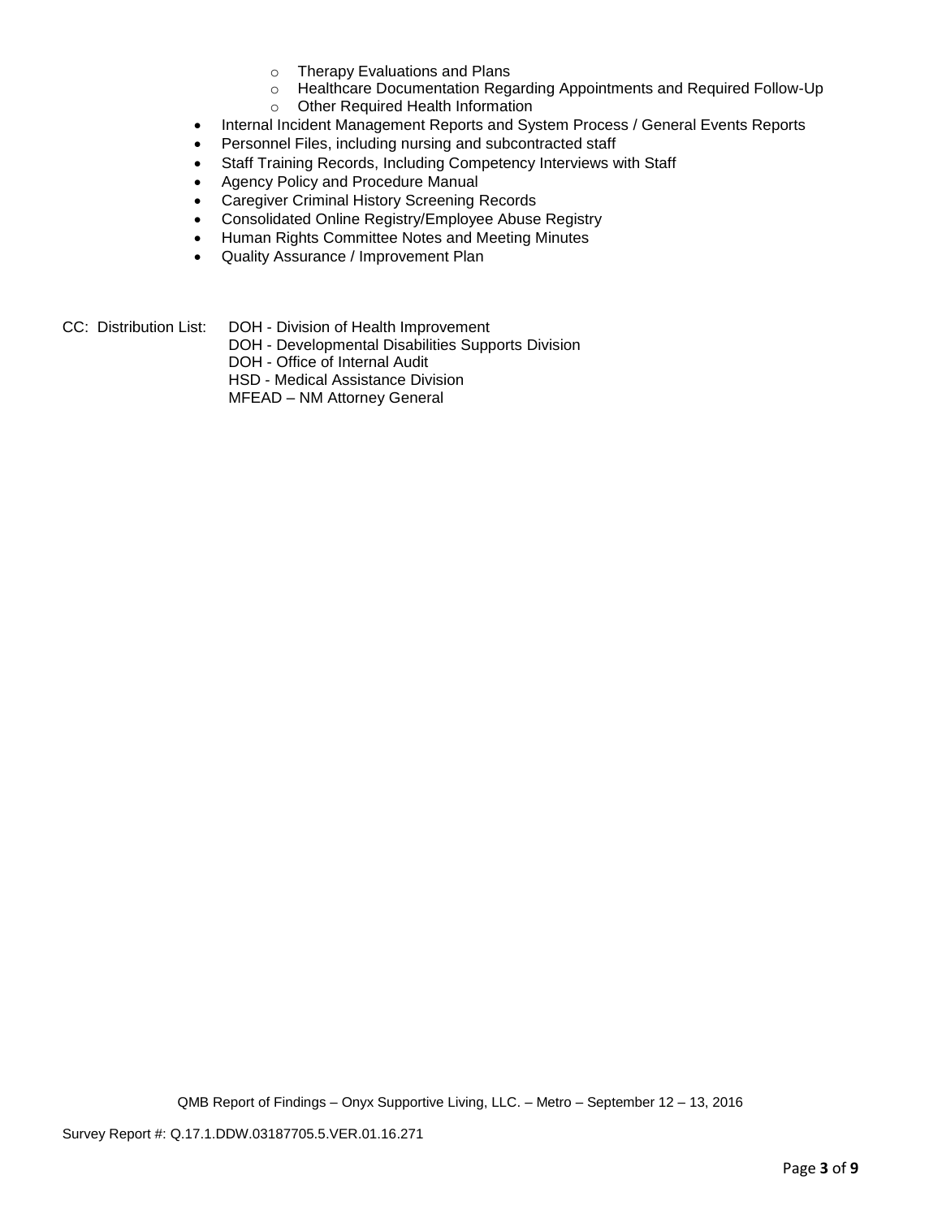- Therapy Evaluations and Plans
  - Healthcare Documentation Regarding Appointments and Required Follow-Up
  - Other Required Health Information
- Internal Incident Management Reports and System Process / General Events Reports
- Personnel Files, including nursing and subcontracted staff
- Staff Training Records, Including Competency Interviews with Staff
- Agency Policy and Procedure Manual
- Caregiver Criminal History Screening Records
- Consolidated Online Registry/Employee Abuse Registry
- Human Rights Committee Notes and Meeting Minutes
- Quality Assurance / Improvement Plan

CC: Distribution List: DOH - Division of Health Improvement
DOH - Developmental Disabilities Supports Division
DOH - Office of Internal Audit
HSD - Medical Assistance Division
MFEAD – NM Attorney General

QMB Report of Findings – Onyx Supportive Living, LLC. – Metro – September 12 – 13, 2016

Survey Report #: Q.17.1.DDW.03187705.5.VER.01.16.271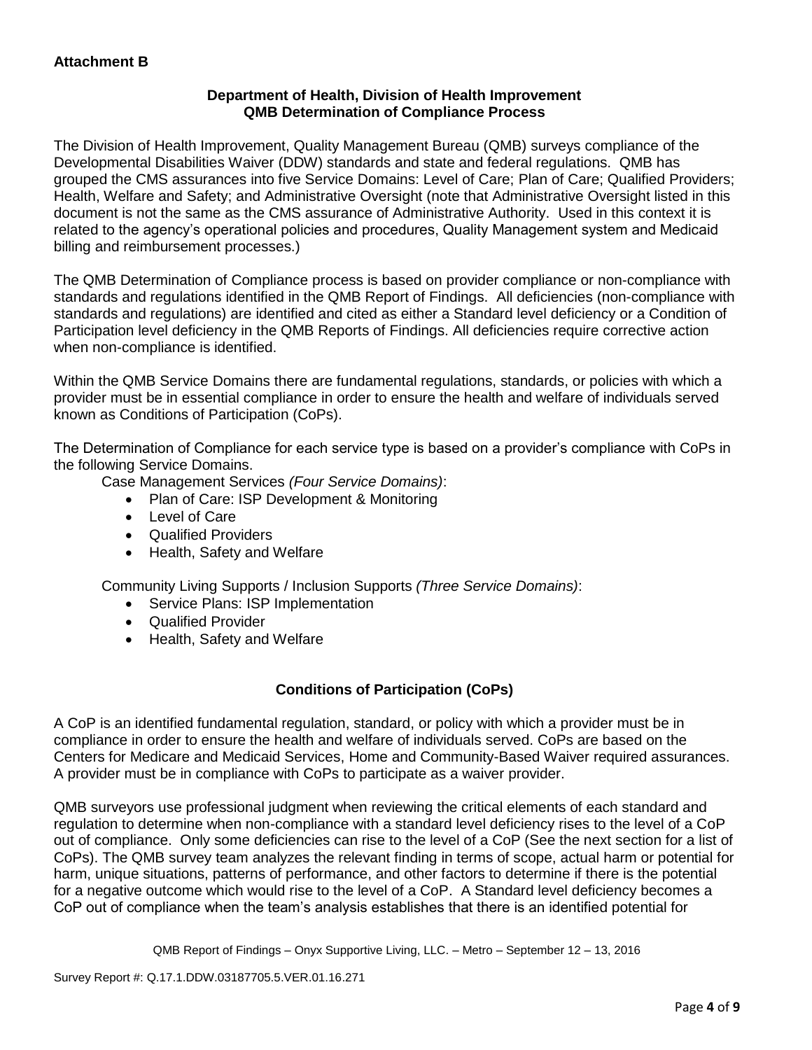**Attachment B**

**Department of Health, Division of Health Improvement**
**QMB Determination of Compliance Process**

The Division of Health Improvement, Quality Management Bureau (QMB) surveys compliance of the Developmental Disabilities Waiver (DDW) standards and state and federal regulations. QMB has grouped the CMS assurances into five Service Domains: Level of Care; Plan of Care; Qualified Providers; Health, Welfare and Safety; and Administrative Oversight (note that Administrative Oversight listed in this document is not the same as the CMS assurance of Administrative Authority. Used in this context it is related to the agency's operational policies and procedures, Quality Management system and Medicaid billing and reimbursement processes.)

The QMB Determination of Compliance process is based on provider compliance or non-compliance with standards and regulations identified in the QMB Report of Findings. All deficiencies (non-compliance with standards and regulations) are identified and cited as either a Standard level deficiency or a Condition of Participation level deficiency in the QMB Reports of Findings. All deficiencies require corrective action when non-compliance is identified.

Within the QMB Service Domains there are fundamental regulations, standards, or policies with which a provider must be in essential compliance in order to ensure the health and welfare of individuals served known as Conditions of Participation (CoPs).

The Determination of Compliance for each service type is based on a provider's compliance with CoPs in the following Service Domains.

Case Management Services *(Four Service Domains)*:

- Plan of Care: ISP Development & Monitoring
- Level of Care
- Qualified Providers
- Health, Safety and Welfare

Community Living Supports / Inclusion Supports *(Three Service Domains)*:

- Service Plans: ISP Implementation
- Qualified Provider
- Health, Safety and Welfare

**Conditions of Participation (CoPs)**

A CoP is an identified fundamental regulation, standard, or policy with which a provider must be in compliance in order to ensure the health and welfare of individuals served. CoPs are based on the Centers for Medicare and Medicaid Services, Home and Community-Based Waiver required assurances. A provider must be in compliance with CoPs to participate as a waiver provider.

QMB surveyors use professional judgment when reviewing the critical elements of each standard and regulation to determine when non-compliance with a standard level deficiency rises to the level of a CoP out of compliance. Only some deficiencies can rise to the level of a CoP (See the next section for a list of CoPs). The QMB survey team analyzes the relevant finding in terms of scope, actual harm or potential for harm, unique situations, patterns of performance, and other factors to determine if there is the potential for a negative outcome which would rise to the level of a CoP. A Standard level deficiency becomes a CoP out of compliance when the team's analysis establishes that there is an identified potential for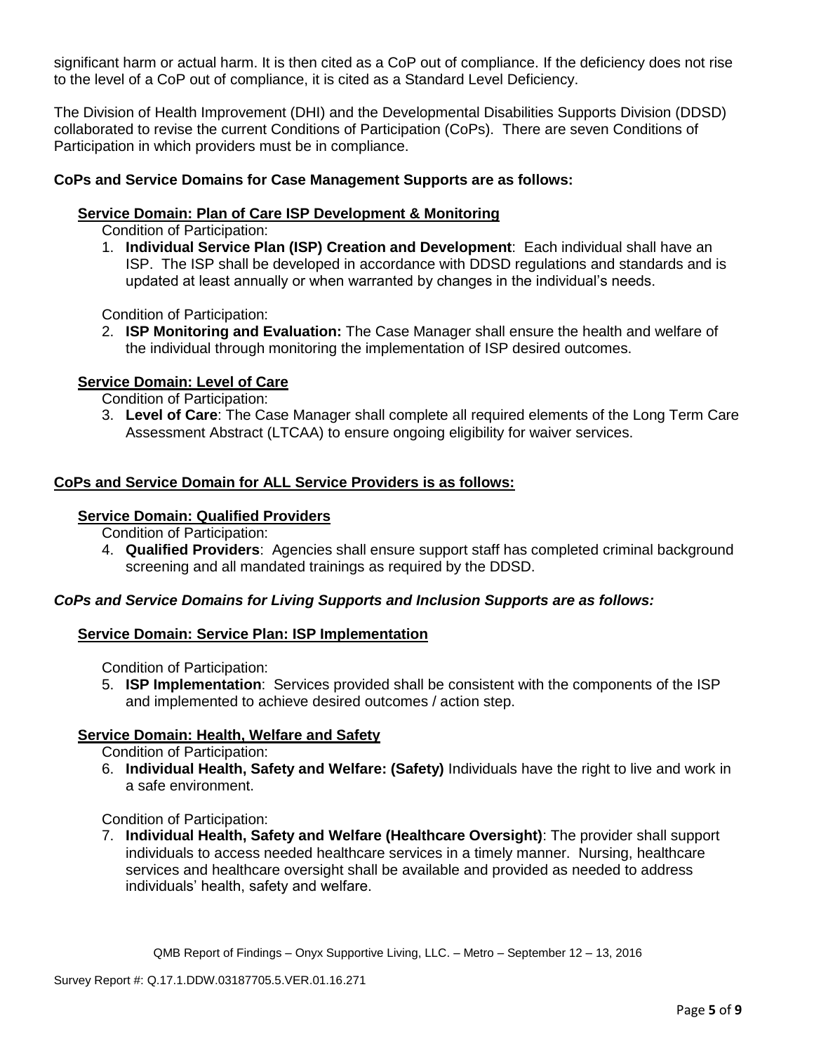significant harm or actual harm. It is then cited as a CoP out of compliance. If the deficiency does not rise to the level of a CoP out of compliance, it is cited as a Standard Level Deficiency.

The Division of Health Improvement (DHI) and the Developmental Disabilities Supports Division (DDSD) collaborated to revise the current Conditions of Participation (CoPs). There are seven Conditions of Participation in which providers must be in compliance.

**CoPs and Service Domains for Case Management Supports are as follows:**

**Service Domain: Plan of Care ISP Development & Monitoring**

Condition of Participation:

1. **Individual Service Plan (ISP) Creation and Development**: Each individual shall have an ISP. The ISP shall be developed in accordance with DDSD regulations and standards and is updated at least annually or when warranted by changes in the individual's needs.

Condition of Participation:

2. **ISP Monitoring and Evaluation:** The Case Manager shall ensure the health and welfare of the individual through monitoring the implementation of ISP desired outcomes.

**Service Domain: Level of Care**

Condition of Participation:

3. **Level of Care**: The Case Manager shall complete all required elements of the Long Term Care Assessment Abstract (LTCAA) to ensure ongoing eligibility for waiver services.

**CoPs and Service Domain for ALL Service Providers is as follows:**

**Service Domain: Qualified Providers**

Condition of Participation:

4. **Qualified Providers**: Agencies shall ensure support staff has completed criminal background screening and all mandated trainings as required by the DDSD.

***CoPs and Service Domains for Living Supports and Inclusion Supports are as follows:***

**Service Domain: Service Plan: ISP Implementation**

Condition of Participation:

5. **ISP Implementation**: Services provided shall be consistent with the components of the ISP and implemented to achieve desired outcomes / action step.

**Service Domain: Health, Welfare and Safety**

Condition of Participation:

6. **Individual Health, Safety and Welfare: (Safety)** Individuals have the right to live and work in a safe environment.

Condition of Participation:

7. **Individual Health, Safety and Welfare (Healthcare Oversight)**: The provider shall support individuals to access needed healthcare services in a timely manner. Nursing, healthcare services and healthcare oversight shall be available and provided as needed to address individuals' health, safety and welfare.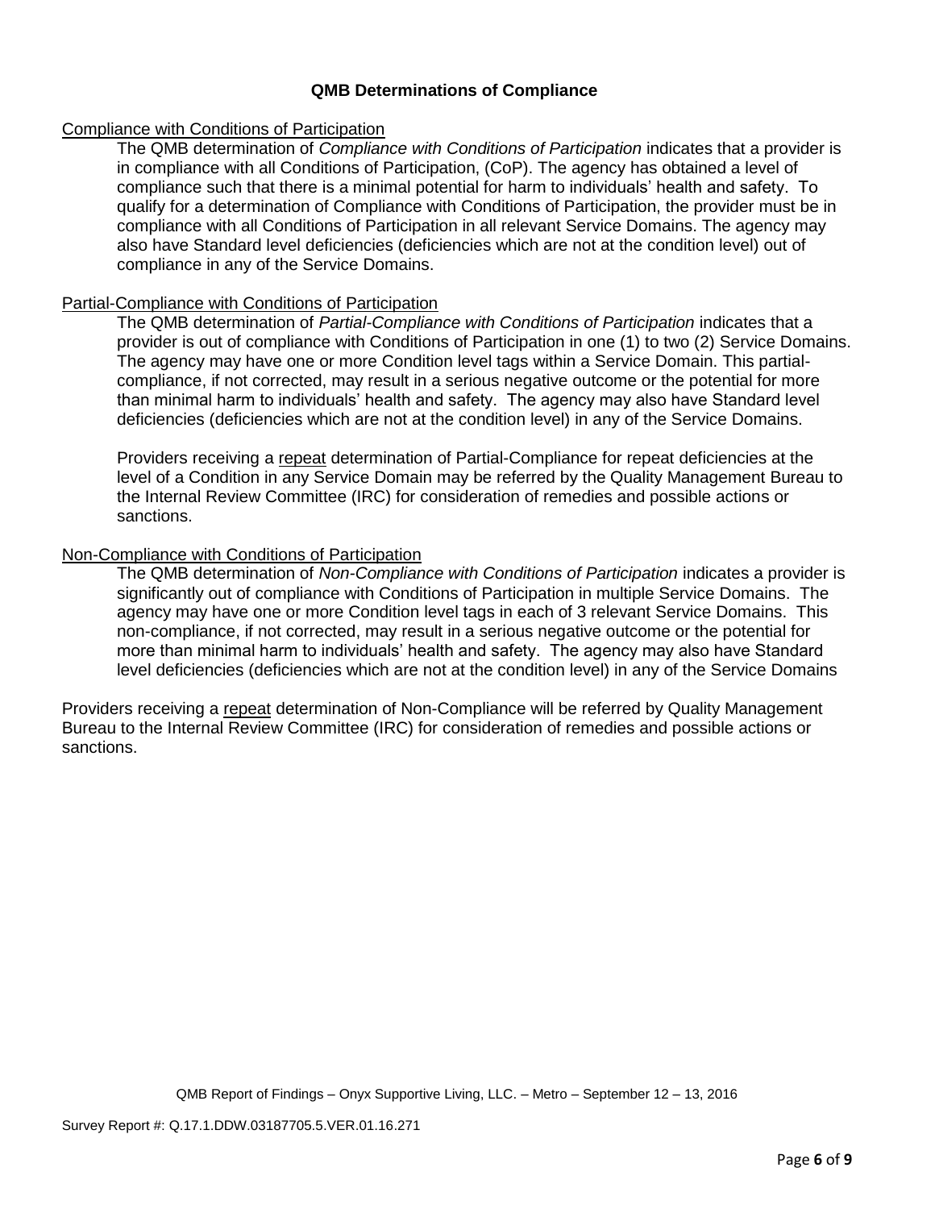# QMB Determinations of Compliance

<u>Compliance with Conditions of Participation</u>

The QMB determination of *Compliance with Conditions of Participation* indicates that a provider is in compliance with all Conditions of Participation, (CoP). The agency has obtained a level of compliance such that there is a minimal potential for harm to individuals' health and safety. To qualify for a determination of Compliance with Conditions of Participation, the provider must be in compliance with all Conditions of Participation in all relevant Service Domains. The agency may also have Standard level deficiencies (deficiencies which are not at the condition level) out of compliance in any of the Service Domains.

<u>Partial-Compliance with Conditions of Participation</u>

The QMB determination of *Partial-Compliance with Conditions of Participation* indicates that a provider is out of compliance with Conditions of Participation in one (1) to two (2) Service Domains. The agency may have one or more Condition level tags within a Service Domain. This partial-compliance, if not corrected, may result in a serious negative outcome or the potential for more than minimal harm to individuals' health and safety. The agency may also have Standard level deficiencies (deficiencies which are not at the condition level) in any of the Service Domains.

Providers receiving a <u>repeat</u> determination of Partial-Compliance for repeat deficiencies at the level of a Condition in any Service Domain may be referred by the Quality Management Bureau to the Internal Review Committee (IRC) for consideration of remedies and possible actions or sanctions.

<u>Non-Compliance with Conditions of Participation</u>

The QMB determination of *Non-Compliance with Conditions of Participation* indicates a provider is significantly out of compliance with Conditions of Participation in multiple Service Domains. The agency may have one or more Condition level tags in each of 3 relevant Service Domains. This non-compliance, if not corrected, may result in a serious negative outcome or the potential for more than minimal harm to individuals' health and safety. The agency may also have Standard level deficiencies (deficiencies which are not at the condition level) in any of the Service Domains

Providers receiving a <u>repeat</u> determination of Non-Compliance will be referred by Quality Management Bureau to the Internal Review Committee (IRC) for consideration of remedies and possible actions or sanctions.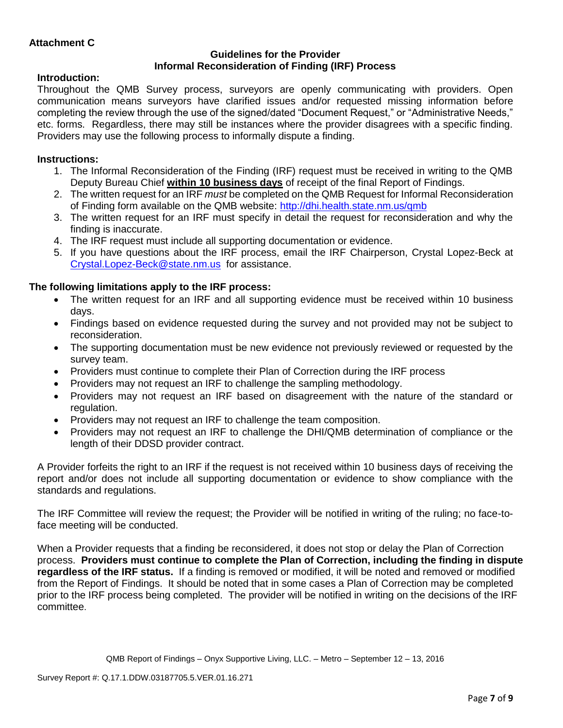**Attachment C**

**Guidelines for the Provider**
**Informal Reconsideration of Finding (IRF) Process**

**Introduction:**

Throughout the QMB Survey process, surveyors are openly communicating with providers. Open communication means surveyors have clarified issues and/or requested missing information before completing the review through the use of the signed/dated "Document Request," or "Administrative Needs," etc. forms. Regardless, there may still be instances where the provider disagrees with a specific finding. Providers may use the following process to informally dispute a finding.

**Instructions:**

1. The Informal Reconsideration of the Finding (IRF) request must be received in writing to the QMB Deputy Bureau Chief **within 10 business days** of receipt of the final Report of Findings.
2. The written request for an IRF *must* be completed on the QMB Request for Informal Reconsideration of Finding form available on the QMB website: http://dhi.health.state.nm.us/qmb
3. The written request for an IRF must specify in detail the request for reconsideration and why the finding is inaccurate.
4. The IRF request must include all supporting documentation or evidence.
5. If you have questions about the IRF process, email the IRF Chairperson, Crystal Lopez-Beck at Crystal.Lopez-Beck@state.nm.us for assistance.

**The following limitations apply to the IRF process:**

- The written request for an IRF and all supporting evidence must be received within 10 business days.
- Findings based on evidence requested during the survey and not provided may not be subject to reconsideration.
- The supporting documentation must be new evidence not previously reviewed or requested by the survey team.
- Providers must continue to complete their Plan of Correction during the IRF process
- Providers may not request an IRF to challenge the sampling methodology.
- Providers may not request an IRF based on disagreement with the nature of the standard or regulation.
- Providers may not request an IRF to challenge the team composition.
- Providers may not request an IRF to challenge the DHI/QMB determination of compliance or the length of their DDSD provider contract.

A Provider forfeits the right to an IRF if the request is not received within 10 business days of receiving the report and/or does not include all supporting documentation or evidence to show compliance with the standards and regulations.

The IRF Committee will review the request; the Provider will be notified in writing of the ruling; no face-to-face meeting will be conducted.

When a Provider requests that a finding be reconsidered, it does not stop or delay the Plan of Correction process. **Providers must continue to complete the Plan of Correction, including the finding in dispute regardless of the IRF status.** If a finding is removed or modified, it will be noted and removed or modified from the Report of Findings. It should be noted that in some cases a Plan of Correction may be completed prior to the IRF process being completed. The provider will be notified in writing on the decisions of the IRF committee.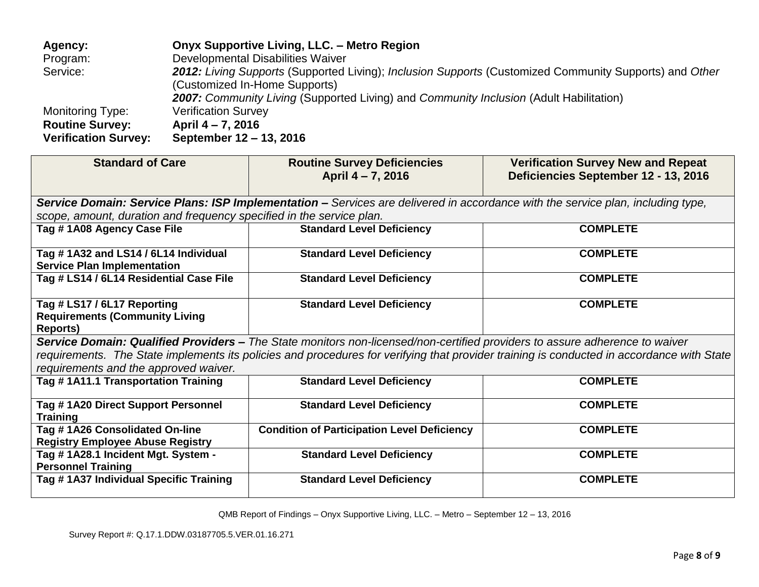**Agency:** **Onyx Supportive Living, LLC. – Metro Region**
Program: Developmental Disabilities Waiver
Service: ***2012:*** *Living Supports* (Supported Living); *Inclusion Supports* (Customized Community Supports) and *Other* (Customized In-Home Supports)
***2007:*** *Community Living* (Supported Living) and *Community Inclusion* (Adult Habilitation)
Monitoring Type: Verification Survey
**Routine Survey:** **April 4 – 7, 2016**
**Verification Survey:** **September 12 – 13, 2016**

| **Standard of Care** | **Routine Survey Deficiencies April 4 – 7, 2016** | **Verification Survey New and Repeat Deficiencies September 12 - 13, 2016** |
|---|---|---|
| ***Service Domain: Service Plans: ISP Implementation –*** *Services are delivered in accordance with the service plan, including type, scope, amount, duration and frequency specified in the service plan.* | | |
| **Tag # 1A08 Agency Case File** | **Standard Level Deficiency** | **COMPLETE** |
| **Tag # 1A32 and LS14 / 6L14 Individual Service Plan Implementation** | **Standard Level Deficiency** | **COMPLETE** |
| **Tag # LS14 / 6L14 Residential Case File** | **Standard Level Deficiency** | **COMPLETE** |
| **Tag # LS17 / 6L17 Reporting Requirements (Community Living Reports)** | **Standard Level Deficiency** | **COMPLETE** |
| ***Service Domain: Qualified Providers –*** *The State monitors non-licensed/non-certified providers to assure adherence to waiver requirements. The State implements its policies and procedures for verifying that provider training is conducted in accordance with State requirements and the approved waiver.* | | |
| **Tag # 1A11.1 Transportation Training** | **Standard Level Deficiency** | **COMPLETE** |
| **Tag # 1A20 Direct Support Personnel Training** | **Standard Level Deficiency** | **COMPLETE** |
| **Tag # 1A26 Consolidated On-line Registry Employee Abuse Registry** | **Condition of Participation Level Deficiency** | **COMPLETE** |
| **Tag # 1A28.1 Incident Mgt. System - Personnel Training** | **Standard Level Deficiency** | **COMPLETE** |
| **Tag # 1A37 Individual Specific Training** | **Standard Level Deficiency** | **COMPLETE** |

QMB Report of Findings – Onyx Supportive Living, LLC. – Metro – September 12 – 13, 2016

Survey Report #: Q.17.1.DDW.03187705.5.VER.01.16.271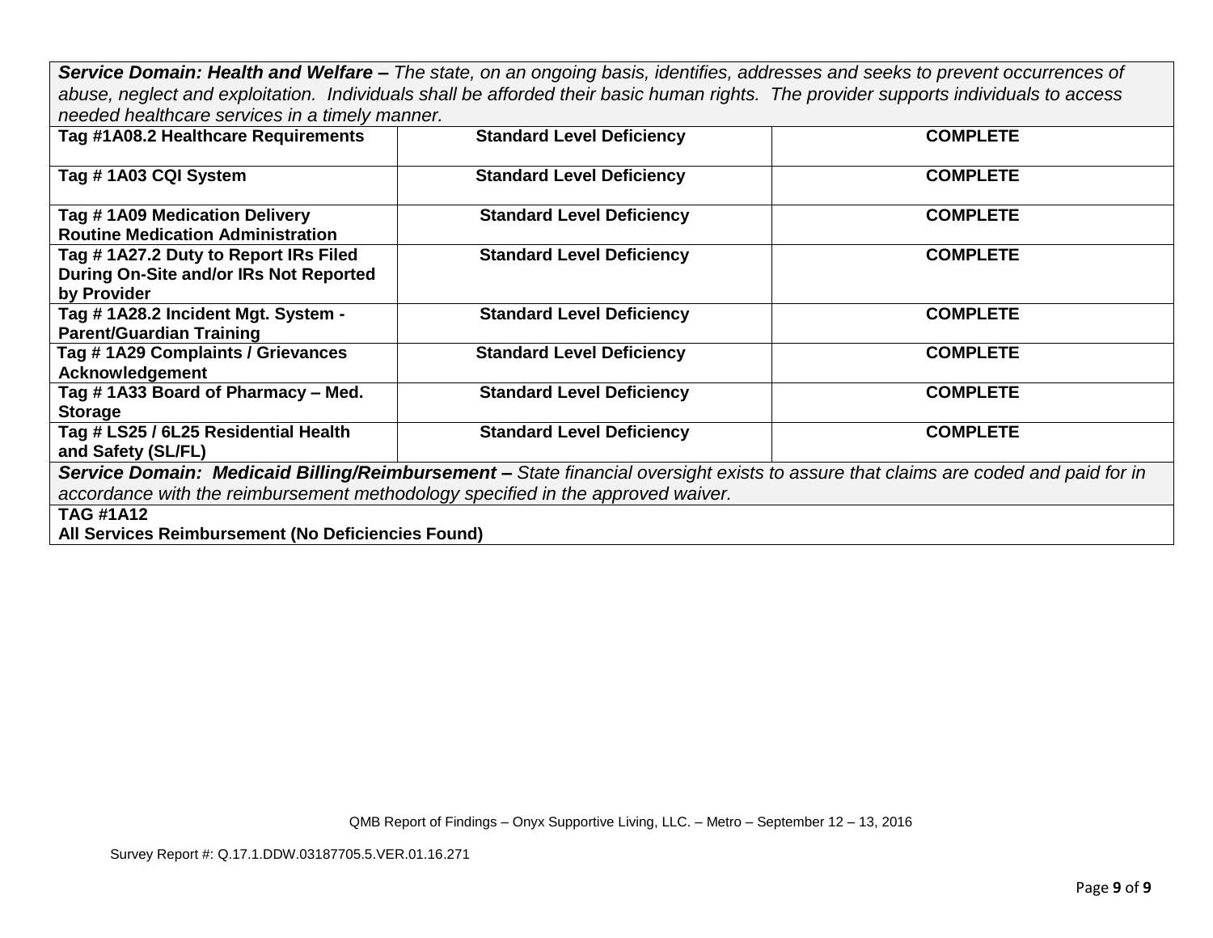| | | |
|---|---|---|
| ***Service Domain: Health and Welfare –** The state, on an ongoing basis, identifies, addresses and seeks to prevent occurrences of abuse, neglect and exploitation. Individuals shall be afforded their basic human rights. The provider supports individuals to access needed healthcare services in a timely manner.* | | |
| **Tag #1A08.2 Healthcare Requirements** | **Standard Level Deficiency** | **COMPLETE** |
| **Tag # 1A03 CQI System** | **Standard Level Deficiency** | **COMPLETE** |
| **Tag # 1A09 Medication Delivery Routine Medication Administration** | **Standard Level Deficiency** | **COMPLETE** |
| **Tag # 1A27.2 Duty to Report IRs Filed During On-Site and/or IRs Not Reported by Provider** | **Standard Level Deficiency** | **COMPLETE** |
| **Tag # 1A28.2 Incident Mgt. System - Parent/Guardian Training** | **Standard Level Deficiency** | **COMPLETE** |
| **Tag # 1A29 Complaints / Grievances Acknowledgement** | **Standard Level Deficiency** | **COMPLETE** |
| **Tag # 1A33 Board of Pharmacy – Med. Storage** | **Standard Level Deficiency** | **COMPLETE** |
| **Tag # LS25 / 6L25 Residential Health and Safety (SL/FL)** | **Standard Level Deficiency** | **COMPLETE** |
| ***Service Domain: Medicaid Billing/Reimbursement –** State financial oversight exists to assure that claims are coded and paid for in accordance with the reimbursement methodology specified in the approved waiver.* | | |
| **TAG #1A12 All Services Reimbursement (No Deficiencies Found)** | | |

QMB Report of Findings – Onyx Supportive Living, LLC. – Metro – September 12 – 13, 2016

Survey Report #: Q.17.1.DDW.03187705.5.VER.01.16.271